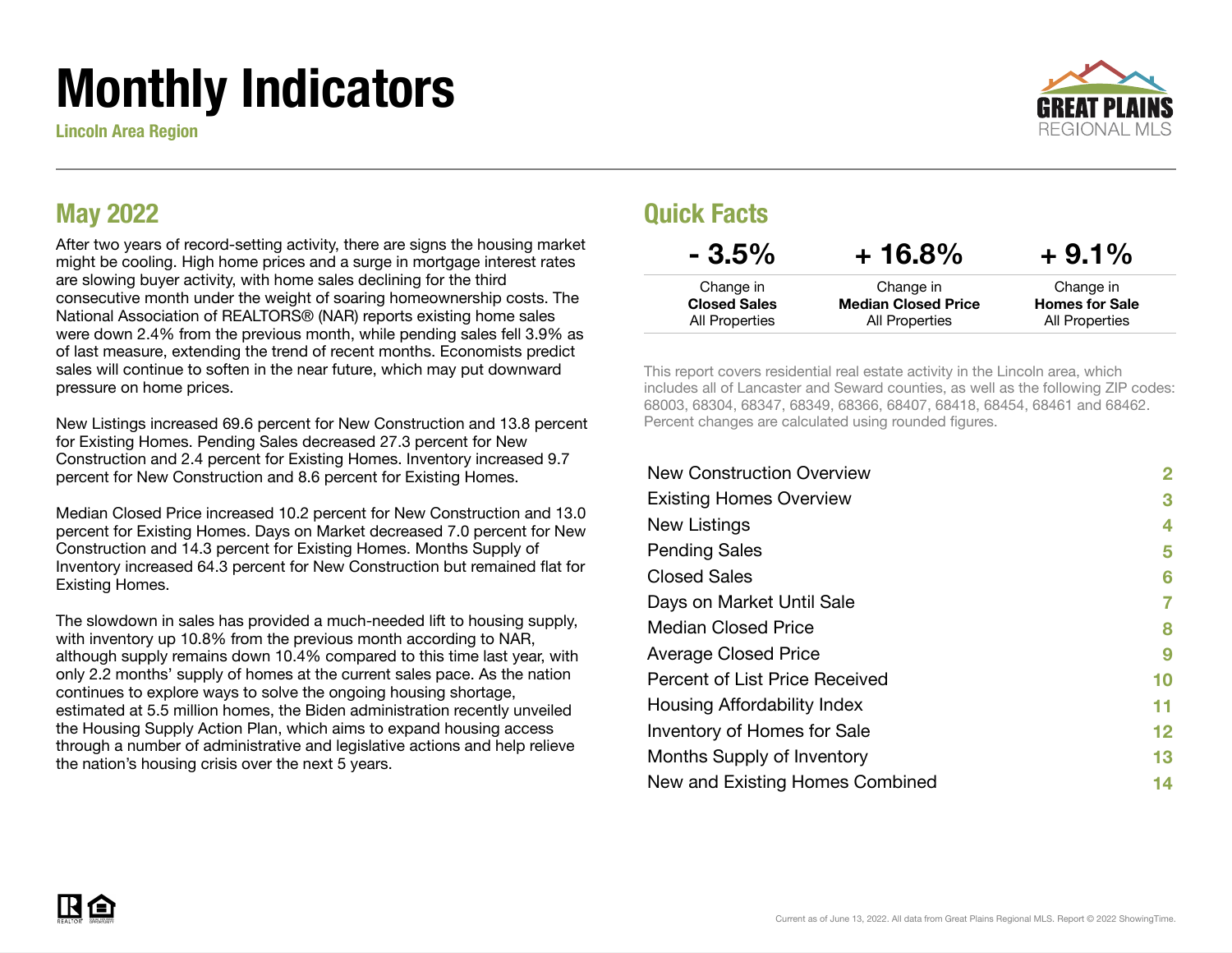# Monthly Indicators

**Lincoln Area Region**

GREAT PLAINS REGIONAL MLS

## May 2022

After two years of record-setting activity, there are signs the housing market might be cooling. High home prices and a surge in mortgage interest rates are slowing buyer activity, with home sales declining for the third consecutive month under the weight of soaring homeownership costs. The National Association of REALTORS® (NAR) reports existing home sales were down 2.4% from the previous month, while pending sales fell 3.9% as of last measure, extending the trend of recent months. Economists predict sales will continue to soften in the near future, which may put downward pressure on home prices.

New Listings increased 69.6 percent for New Construction and 13.8 percent for Existing Homes. Pending Sales decreased 27.3 percent for New Construction and 2.4 percent for Existing Homes. Inventory increased 9.7 percent for New Construction and 8.6 percent for Existing Homes.

Median Closed Price increased 10.2 percent for New Construction and 13.0 percent for Existing Homes. Days on Market decreased 7.0 percent for New Construction and 14.3 percent for Existing Homes. Months Supply of Inventory increased 64.3 percent for New Construction but remained flat for Existing Homes.

The slowdown in sales has provided a much-needed lift to housing supply, with inventory up 10.8% from the previous month according to NAR, although supply remains down 10.4% compared to this time last year, with only 2.2 months' supply of homes at the current sales pace. As the nation continues to explore ways to solve the ongoing housing shortage, estimated at 5.5 million homes, the Biden administration recently unveiled the Housing Supply Action Plan, which aims to expand housing access through a number of administrative and legislative actions and help relieve the nation's housing crisis over the next 5 years.

## Quick Facts

| - 3.5% | + 16.8% | + 9.1% |
|---|---|---|
| Change in **Closed Sales** All Properties | Change in **Median Closed Price** All Properties | Change in **Homes for Sale** All Properties |

This report covers residential real estate activity in the Lincoln area, which includes all of Lancaster and Seward counties, as well as the following ZIP codes: 68003, 68304, 68347, 68349, 68366, 68407, 68418, 68454, 68461 and 68462. Percent changes are calculated using rounded figures.

| | |
|---|---|
| New Construction Overview | 2 |
| Existing Homes Overview | 3 |
| New Listings | 4 |
| Pending Sales | 5 |
| Closed Sales | 6 |
| Days on Market Until Sale | 7 |
| Median Closed Price | 8 |
| Average Closed Price | 9 |
| Percent of List Price Received | 10 |
| Housing Affordability Index | 11 |
| Inventory of Homes for Sale | 12 |
| Months Supply of Inventory | 13 |
| New and Existing Homes Combined | 14 |

Current as of June 13, 2022. All data from Great Plains Regional MLS. Report © 2022 ShowingTime.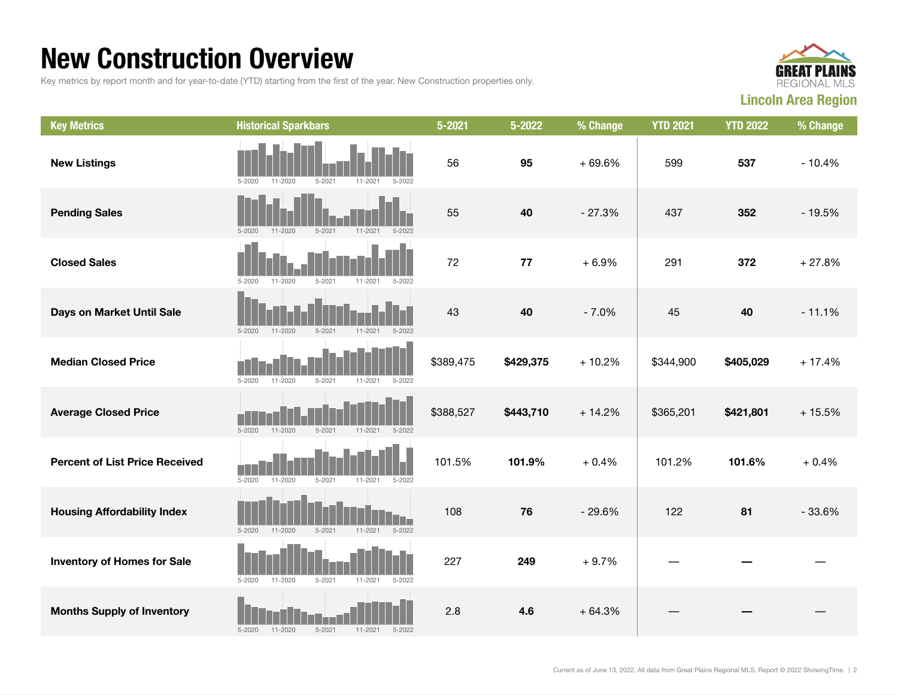# New Construction Overview

Key metrics by report month and for year-to-date (YTD) starting from the first of the year. New Construction properties only.

**GREAT PLAINS REGIONAL MLS**

**Lincoln Area Region**

| Key Metrics | Historical Sparkbars | 5-2021 | 5-2022 | % Change | YTD 2021 | YTD 2022 | % Change |
|---|---|---|---|---|---|---|---|
| **New Listings** | 5-2020 11-2020 5-2021 11-2021 5-2022 | 56 | **95** | + 69.6% | 599 | **537** | - 10.4% |
| **Pending Sales** | 5-2020 11-2020 5-2021 11-2021 5-2022 | 55 | **40** | - 27.3% | 437 | **352** | - 19.5% |
| **Closed Sales** | 5-2020 11-2020 5-2021 11-2021 5-2022 | 72 | **77** | + 6.9% | 291 | **372** | + 27.8% |
| **Days on Market Until Sale** | 5-2020 11-2020 5-2021 11-2021 5-2022 | 43 | **40** | - 7.0% | 45 | **40** | - 11.1% |
| **Median Closed Price** | 5-2020 11-2020 5-2021 11-2021 5-2022 | $389,475 | **$429,375** | + 10.2% | $344,900 | **$405,029** | + 17.4% |
| **Average Closed Price** | 5-2020 11-2020 5-2021 11-2021 5-2022 | $388,527 | **$443,710** | + 14.2% | $365,201 | **$421,801** | + 15.5% |
| **Percent of List Price Received** | 5-2020 11-2020 5-2021 11-2021 5-2022 | 101.5% | **101.9%** | + 0.4% | 101.2% | **101.6%** | + 0.4% |
| **Housing Affordability Index** | 5-2020 11-2020 5-2021 11-2021 5-2022 | 108 | **76** | - 29.6% | 122 | **81** | - 33.6% |
| **Inventory of Homes for Sale** | 5-2020 11-2020 5-2021 11-2021 5-2022 | 227 | **249** | + 9.7% | — | **—** | — |
| **Months Supply of Inventory** | 5-2020 11-2020 5-2021 11-2021 5-2022 | 2.8 | **4.6** | + 64.3% | — | **—** | — |

Current as of June 13, 2022. All data from Great Plains Regional MLS. Report © 2022 ShowingTime.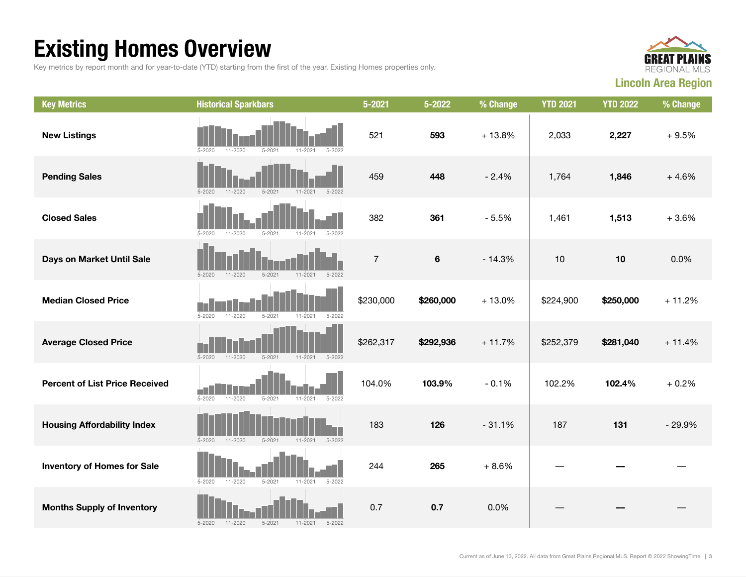# Existing Homes Overview

Key metrics by report month and for year-to-date (YTD) starting from the first of the year. Existing Homes properties only.

**Lincoln Area Region**

| Key Metrics | Historical Sparkbars | 5-2021 | 5-2022 | % Change | YTD 2021 | YTD 2022 | % Change |
|---|---|---|---|---|---|---|---|
| **New Listings** | 5-2020 11-2020 5-2021 11-2021 5-2022 | 521 | **593** | + 13.8% | 2,033 | **2,227** | + 9.5% |
| **Pending Sales** | 5-2020 11-2020 5-2021 11-2021 5-2022 | 459 | **448** | - 2.4% | 1,764 | **1,846** | + 4.6% |
| **Closed Sales** | 5-2020 11-2020 5-2021 11-2021 5-2022 | 382 | **361** | - 5.5% | 1,461 | **1,513** | + 3.6% |
| **Days on Market Until Sale** | 5-2020 11-2020 5-2021 11-2021 5-2022 | 7 | **6** | - 14.3% | 10 | **10** | 0.0% |
| **Median Closed Price** | 5-2020 11-2020 5-2021 11-2021 5-2022 | $230,000 | **$260,000** | + 13.0% | $224,900 | **$250,000** | + 11.2% |
| **Average Closed Price** | 5-2020 11-2020 5-2021 11-2021 5-2022 | $262,317 | **$292,936** | + 11.7% | $252,379 | **$281,040** | + 11.4% |
| **Percent of List Price Received** | 5-2020 11-2020 5-2021 11-2021 5-2022 | 104.0% | **103.9%** | - 0.1% | 102.2% | **102.4%** | + 0.2% |
| **Housing Affordability Index** | 5-2020 11-2020 5-2021 11-2021 5-2022 | 183 | **126** | - 31.1% | 187 | **131** | - 29.9% |
| **Inventory of Homes for Sale** | 5-2020 11-2020 5-2021 11-2021 5-2022 | 244 | **265** | + 8.6% | — | **—** | — |
| **Months Supply of Inventory** | 5-2020 11-2020 5-2021 11-2021 5-2022 | 0.7 | **0.7** | 0.0% | — | **—** | — |

Current as of June 13, 2022. All data from Great Plains Regional MLS. Report © 2022 ShowingTime.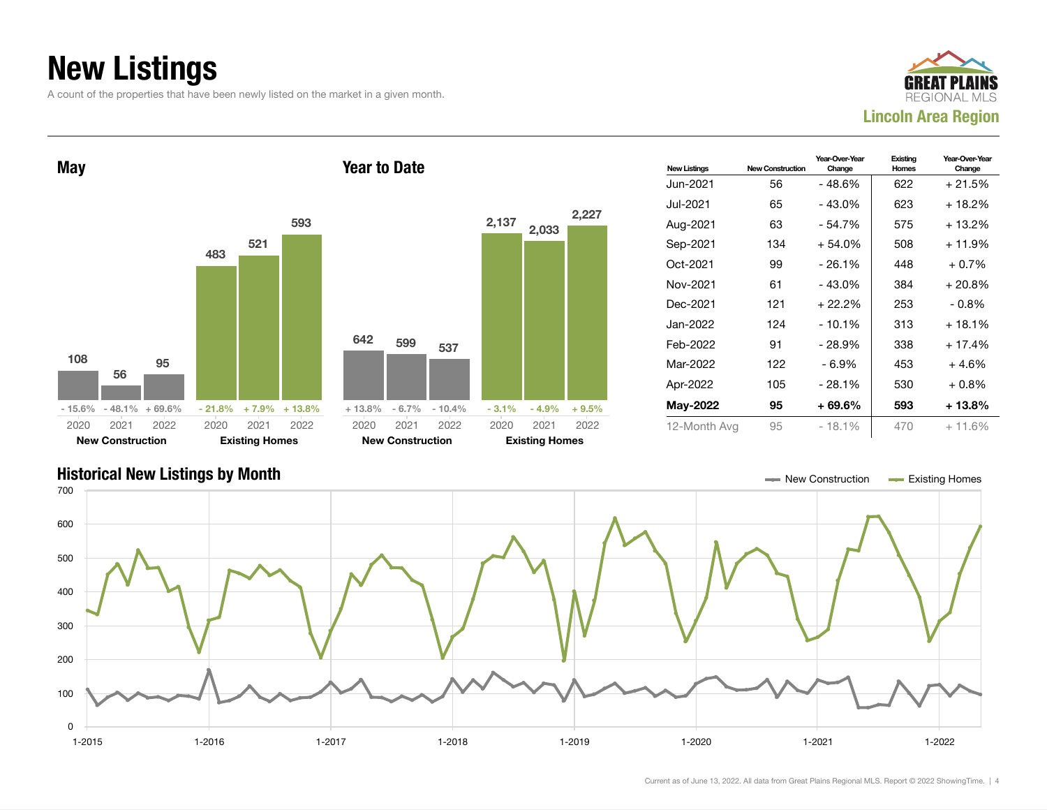# New Listings

A count of the properties that have been newly listed on the market in a given month.

GREAT PLAINS REGIONAL MLS
**Lincoln Area Region**

## May

| | 2020 | 2021 | 2022 |
|---|---|---|---|
| New Construction | 108 | 56 | 95 |
| Change | - 15.6% | - 48.1% | + 69.6% |
| Existing Homes | 483 | 521 | 593 |
| Change | - 21.8% | + 7.9% | + 13.8% |

## Year to Date

| | 2020 | 2021 | 2022 |
|---|---|---|---|
| New Construction | 642 | 599 | 537 |
| Change | + 13.8% | - 6.7% | - 10.4% |
| Existing Homes | 2,137 | 2,033 | 2,227 |
| Change | - 3.1% | - 4.9% | + 9.5% |

| New Listings | New Construction | Year-Over-Year Change | Existing Homes | Year-Over-Year Change |
|---|---|---|---|---|
| Jun-2021 | 56 | - 48.6% | 622 | + 21.5% |
| Jul-2021 | 65 | - 43.0% | 623 | + 18.2% |
| Aug-2021 | 63 | - 54.7% | 575 | + 13.2% |
| Sep-2021 | 134 | + 54.0% | 508 | + 11.9% |
| Oct-2021 | 99 | - 26.1% | 448 | + 0.7% |
| Nov-2021 | 61 | - 43.0% | 384 | + 20.8% |
| Dec-2021 | 121 | + 22.2% | 253 | - 0.8% |
| Jan-2022 | 124 | - 10.1% | 313 | + 18.1% |
| Feb-2022 | 91 | - 28.9% | 338 | + 17.4% |
| Mar-2022 | 122 | - 6.9% | 453 | + 4.6% |
| Apr-2022 | 105 | - 28.1% | 530 | + 0.8% |
| **May-2022** | **95** | **+ 69.6%** | **593** | **+ 13.8%** |
| 12-Month Avg | 95 | - 18.1% | 470 | + 11.6% |

## Historical New Listings by Month

Current as of June 13, 2022. All data from Great Plains Regional MLS. Report © 2022 ShowingTime.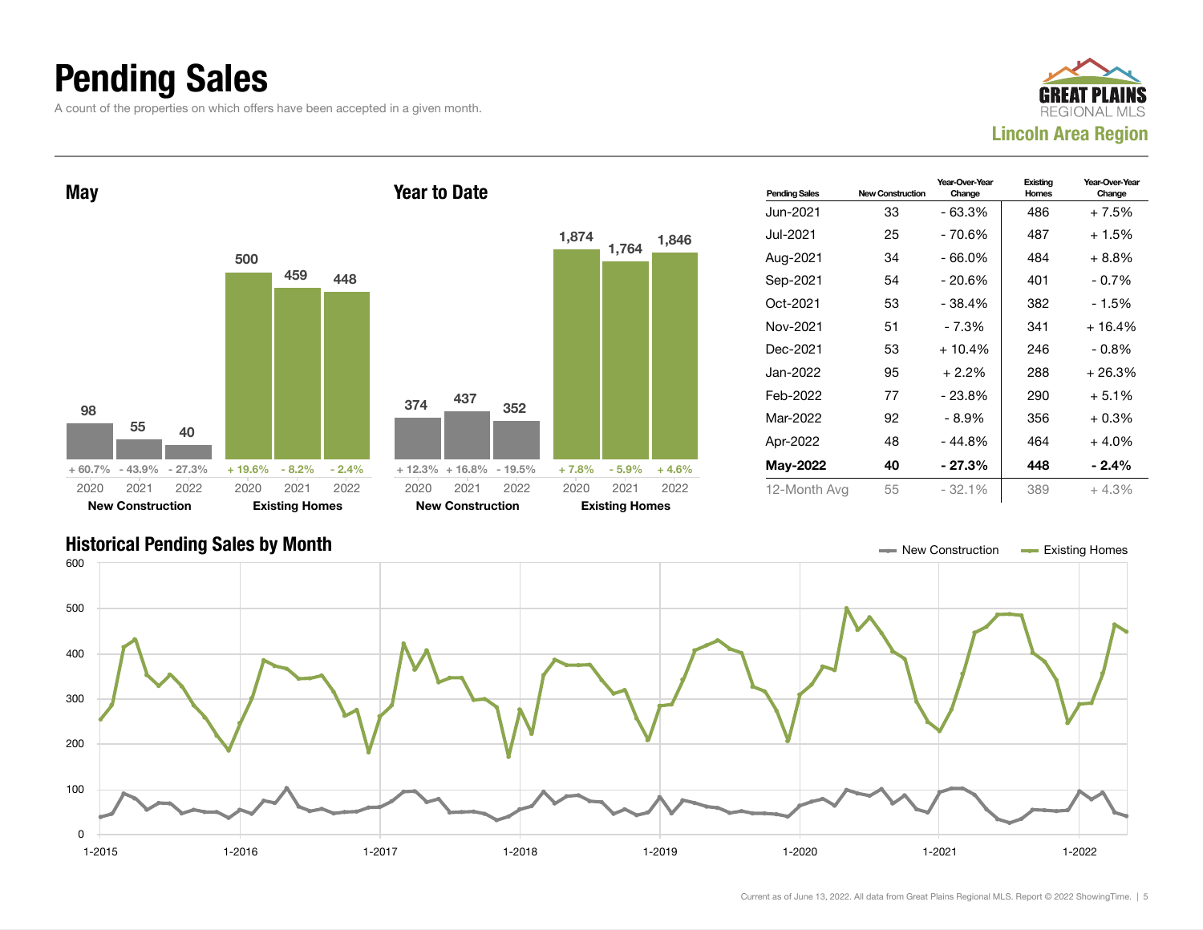# Pending Sales

A count of the properties on which offers have been accepted in a given month.

GREAT PLAINS REGIONAL MLS
Lincoln Area Region

## May

| | 2020 | 2021 | 2022 |
|---|---|---|---|
| New Construction | 98 | 55 | 40 |
| Change | + 60.7% | - 43.9% | - 27.3% |
| Existing Homes | 500 | 459 | 448 |
| Change | + 19.6% | - 8.2% | - 2.4% |

## Year to Date

| | 2020 | 2021 | 2022 |
|---|---|---|---|
| New Construction | 374 | 437 | 352 |
| Change | + 12.3% | + 16.8% | - 19.5% |
| Existing Homes | 1,874 | 1,764 | 1,846 |
| Change | + 7.8% | - 5.9% | + 4.6% |

| Pending Sales | New Construction | Year-Over-Year Change | Existing Homes | Year-Over-Year Change |
|---|---|---|---|---|
| Jun-2021 | 33 | - 63.3% | 486 | + 7.5% |
| Jul-2021 | 25 | - 70.6% | 487 | + 1.5% |
| Aug-2021 | 34 | - 66.0% | 484 | + 8.8% |
| Sep-2021 | 54 | - 20.6% | 401 | - 0.7% |
| Oct-2021 | 53 | - 38.4% | 382 | - 1.5% |
| Nov-2021 | 51 | - 7.3% | 341 | + 16.4% |
| Dec-2021 | 53 | + 10.4% | 246 | - 0.8% |
| Jan-2022 | 95 | + 2.2% | 288 | + 26.3% |
| Feb-2022 | 77 | - 23.8% | 290 | + 5.1% |
| Mar-2022 | 92 | - 8.9% | 356 | + 0.3% |
| Apr-2022 | 48 | - 44.8% | 464 | + 4.0% |
| **May-2022** | **40** | **- 27.3%** | **448** | **- 2.4%** |
| 12-Month Avg | 55 | - 32.1% | 389 | + 4.3% |

## Historical Pending Sales by Month

New Construction — Existing Homes

Current as of June 13, 2022. All data from Great Plains Regional MLS. Report © 2022 ShowingTime.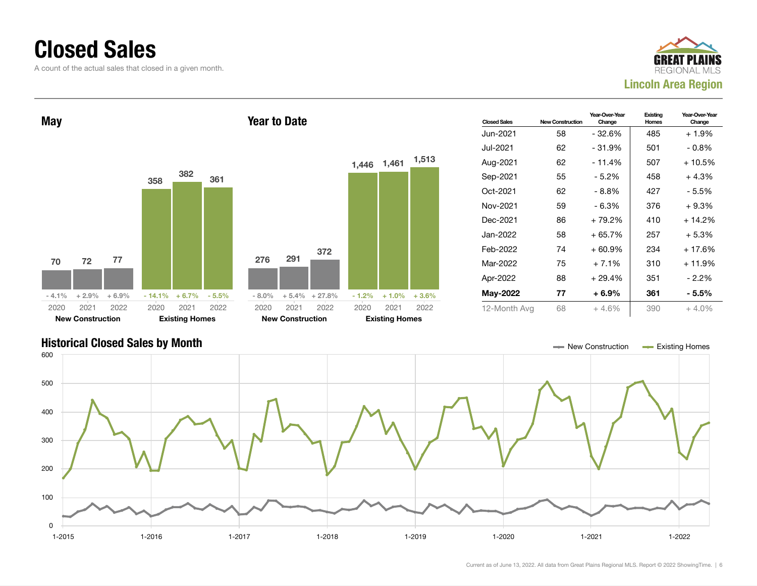# Closed Sales

A count of the actual sales that closed in a given month.

GREAT PLAINS REGIONAL MLS
**Lincoln Area Region**

## May

| | 2020 | 2021 | 2022 |
|---|---|---|---|
| New Construction | 70 | 72 | 77 |
| Change | - 4.1% | + 2.9% | + 6.9% |
| Existing Homes | 358 | 382 | 361 |
| Change | - 14.1% | + 6.7% | - 5.5% |

## Year to Date

| | 2020 | 2021 | 2022 |
|---|---|---|---|
| New Construction | 276 | 291 | 372 |
| Change | - 8.0% | + 5.4% | + 27.8% |
| Existing Homes | 1,446 | 1,461 | 1,513 |
| Change | - 1.2% | + 1.0% | + 3.6% |

| Closed Sales | New Construction | Year-Over-Year Change | Existing Homes | Year-Over-Year Change |
|---|---|---|---|---|
| Jun-2021 | 58 | - 32.6% | 485 | + 1.9% |
| Jul-2021 | 62 | - 31.9% | 501 | - 0.8% |
| Aug-2021 | 62 | - 11.4% | 507 | + 10.5% |
| Sep-2021 | 55 | - 5.2% | 458 | + 4.3% |
| Oct-2021 | 62 | - 8.8% | 427 | - 5.5% |
| Nov-2021 | 59 | - 6.3% | 376 | + 9.3% |
| Dec-2021 | 86 | + 79.2% | 410 | + 14.2% |
| Jan-2022 | 58 | + 65.7% | 257 | + 5.3% |
| Feb-2022 | 74 | + 60.9% | 234 | + 17.6% |
| Mar-2022 | 75 | + 7.1% | 310 | + 11.9% |
| Apr-2022 | 88 | + 29.4% | 351 | - 2.2% |
| **May-2022** | **77** | **+ 6.9%** | **361** | **- 5.5%** |
| 12-Month Avg | 68 | + 4.6% | 390 | + 4.0% |

## Historical Closed Sales by Month

New Construction — Existing Homes

Current as of June 13, 2022. All data from Great Plains Regional MLS. Report © 2022 ShowingTime.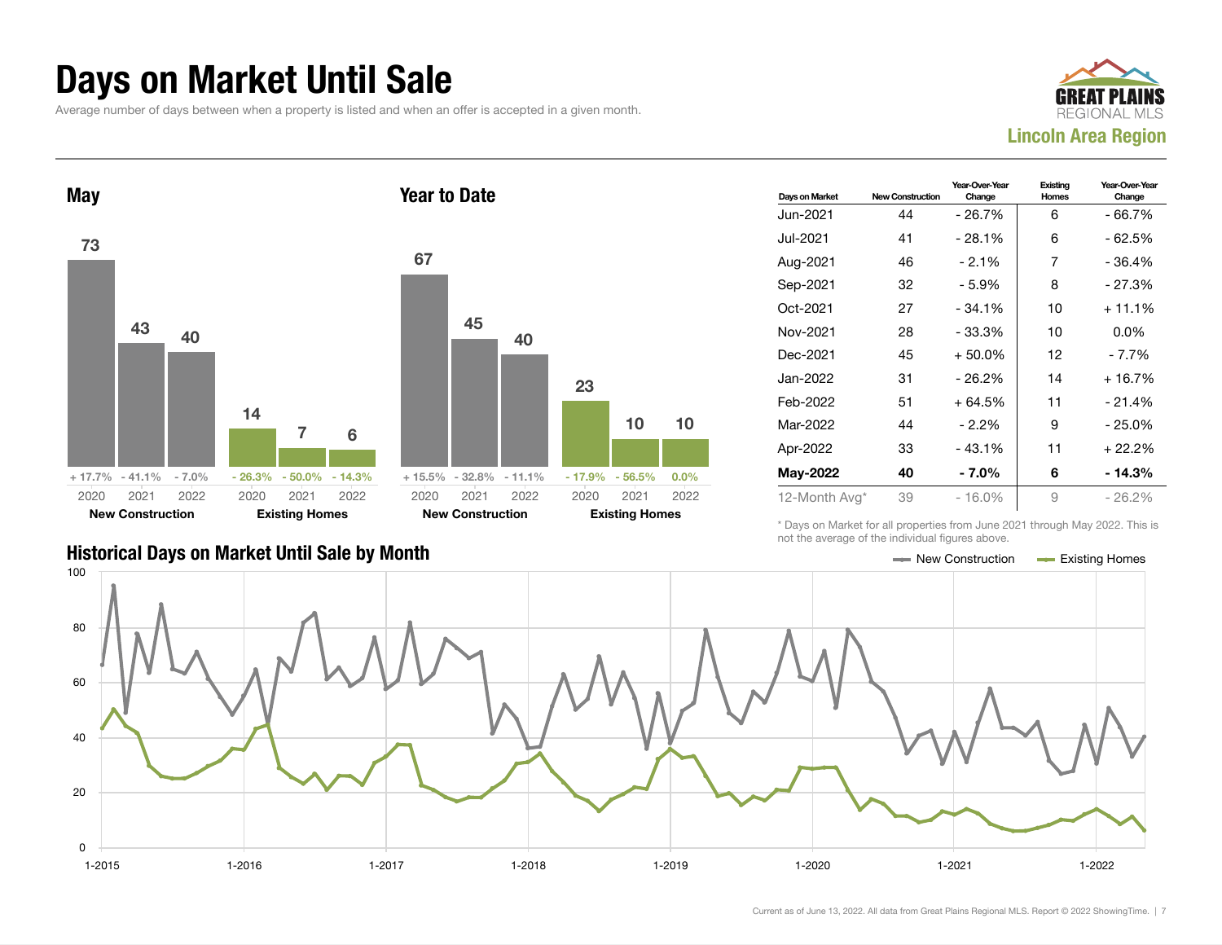# Days on Market Until Sale

Average number of days between when a property is listed and when an offer is accepted in a given month.

GREAT PLAINS REGIONAL MLS

**Lincoln Area Region**

## May

| | 2020 | 2021 | 2022 |
|---|---|---|---|
| **New Construction** | 73 | 43 | 40 |
| Change | + 17.7% | - 41.1% | - 7.0% |
| **Existing Homes** | 14 | 7 | 6 |
| Change | - 26.3% | - 50.0% | - 14.3% |

## Year to Date

| | 2020 | 2021 | 2022 |
|---|---|---|---|
| **New Construction** | 67 | 45 | 40 |
| Change | + 15.5% | - 32.8% | - 11.1% |
| **Existing Homes** | 23 | 10 | 10 |
| Change | - 17.9% | - 56.5% | 0.0% |

| Days on Market | New Construction | Year-Over-Year Change | Existing Homes | Year-Over-Year Change |
|---|---|---|---|---|
| Jun-2021 | 44 | - 26.7% | 6 | - 66.7% |
| Jul-2021 | 41 | - 28.1% | 6 | - 62.5% |
| Aug-2021 | 46 | - 2.1% | 7 | - 36.4% |
| Sep-2021 | 32 | - 5.9% | 8 | - 27.3% |
| Oct-2021 | 27 | - 34.1% | 10 | + 11.1% |
| Nov-2021 | 28 | - 33.3% | 10 | 0.0% |
| Dec-2021 | 45 | + 50.0% | 12 | - 7.7% |
| Jan-2022 | 31 | - 26.2% | 14 | + 16.7% |
| Feb-2022 | 51 | + 64.5% | 11 | - 21.4% |
| Mar-2022 | 44 | - 2.2% | 9 | - 25.0% |
| Apr-2022 | 33 | - 43.1% | 11 | + 22.2% |
| **May-2022** | **40** | **- 7.0%** | **6** | **- 14.3%** |
| 12-Month Avg* | 39 | - 16.0% | 9 | - 26.2% |

\* Days on Market for all properties from June 2021 through May 2022. This is not the average of the individual figures above.

## Historical Days on Market Until Sale by Month

New Construction — Existing Homes

Current as of June 13, 2022. All data from Great Plains Regional MLS. Report © 2022 ShowingTime.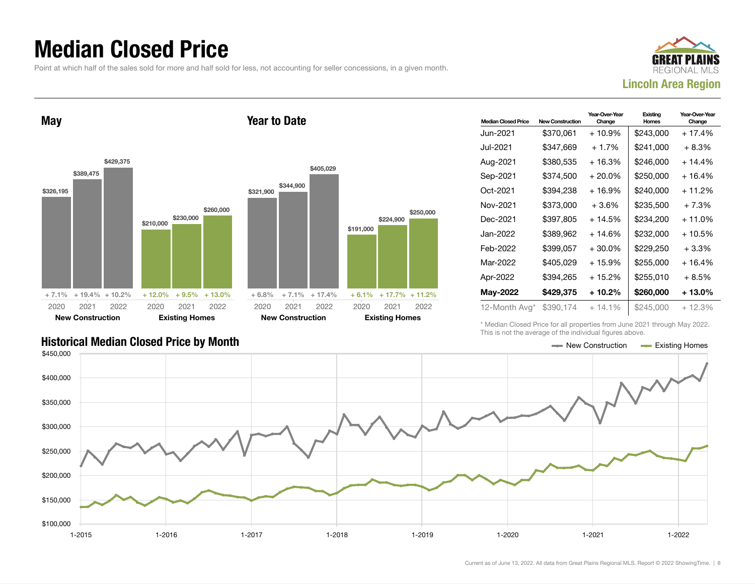# Median Closed Price

Point at which half of the sales sold for more and half sold for less, not accounting for seller concessions, in a given month.

**Lincoln Area Region**

## May

| | 2020 | 2021 | 2022 |
|---|---|---|---|
| New Construction | $326,195 | $389,475 | $429,375 |
| | + 7.1% | + 19.4% | + 10.2% |
| Existing Homes | $210,000 | $230,000 | $260,000 |
| | + 12.0% | + 9.5% | + 13.0% |

## Year to Date

| | 2020 | 2021 | 2022 |
|---|---|---|---|
| New Construction | $321,900 | $344,900 | $405,029 |
| | + 6.8% | + 7.1% | + 17.4% |
| Existing Homes | $191,000 | $224,900 | $250,000 |
| | + 6.1% | + 17.7% | + 11.2% |

| Median Closed Price | New Construction | Year-Over-Year Change | Existing Homes | Year-Over-Year Change |
|---|---|---|---|---|
| Jun-2021 | $370,061 | + 10.9% | $243,000 | + 17.4% |
| Jul-2021 | $347,669 | + 1.7% | $241,000 | + 8.3% |
| Aug-2021 | $380,535 | + 16.3% | $246,000 | + 14.4% |
| Sep-2021 | $374,500 | + 20.0% | $250,000 | + 16.4% |
| Oct-2021 | $394,238 | + 16.9% | $240,000 | + 11.2% |
| Nov-2021 | $373,000 | + 3.6% | $235,500 | + 7.3% |
| Dec-2021 | $397,805 | + 14.5% | $234,200 | + 11.0% |
| Jan-2022 | $389,962 | + 14.6% | $232,000 | + 10.5% |
| Feb-2022 | $399,057 | + 30.0% | $229,250 | + 3.3% |
| Mar-2022 | $405,029 | + 15.9% | $255,000 | + 16.4% |
| Apr-2022 | $394,265 | + 15.2% | $255,010 | + 8.5% |
| **May-2022** | **$429,375** | **+ 10.2%** | **$260,000** | **+ 13.0%** |
| 12-Month Avg* | $390,174 | + 14.1% | $245,000 | + 12.3% |

\* Median Closed Price for all properties from June 2021 through May 2022. This is not the average of the individual figures above.

## Historical Median Closed Price by Month

New Construction — Existing Homes

$450,000 / $400,000 / $350,000 / $300,000 / $250,000 / $200,000 / $150,000 / $100,000

1-2015 · 1-2016 · 1-2017 · 1-2018 · 1-2019 · 1-2020 · 1-2021 · 1-2022

Current as of June 13, 2022. All data from Great Plains Regional MLS. Report © 2022 ShowingTime.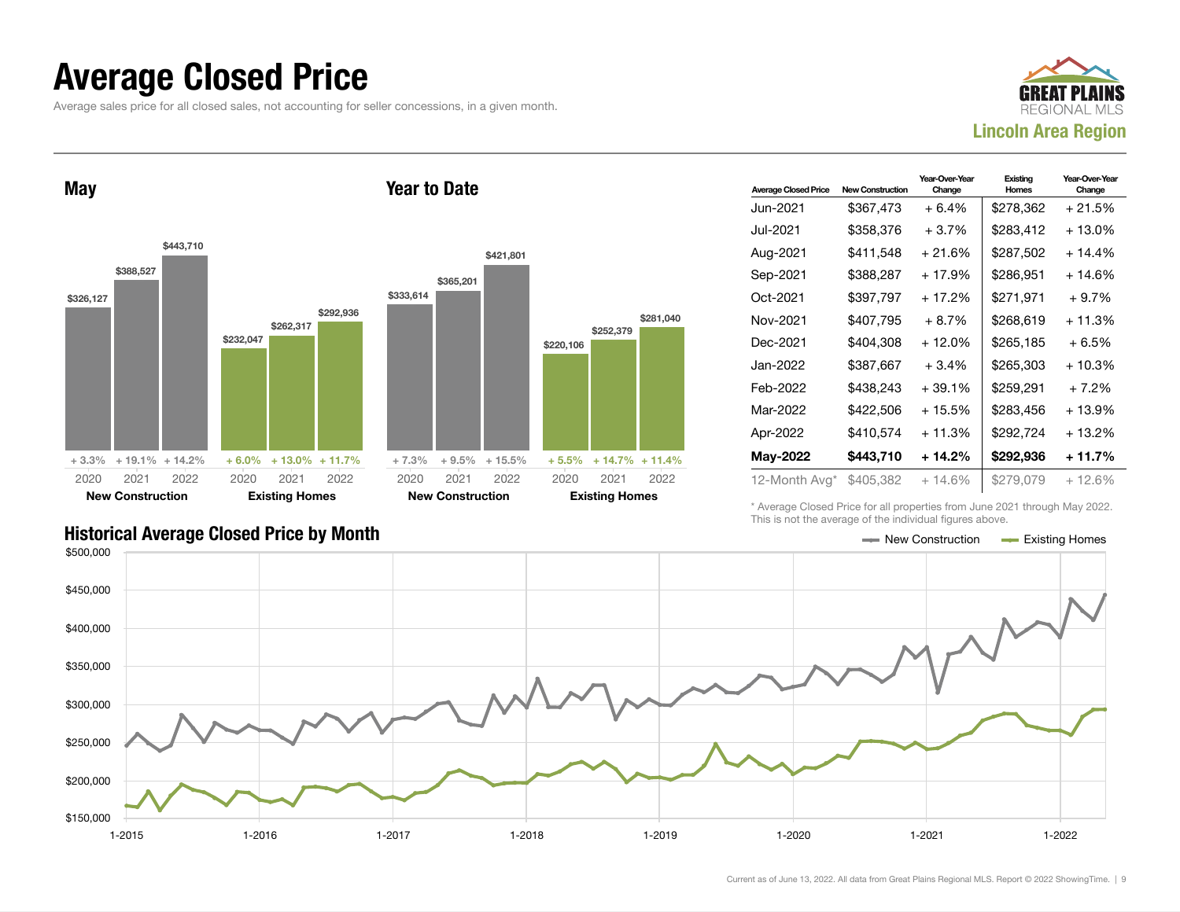# Average Closed Price

Average sales price for all closed sales, not accounting for seller concessions, in a given month.

**GREAT PLAINS REGIONAL MLS**
**Lincoln Area Region**

## May

| | 2020 | 2021 | 2022 |
|---|---|---|---|
| New Construction | $326,127 | $388,527 | $443,710 |
| Year-Over-Year Change | + 3.3% | + 19.1% | + 14.2% |
| Existing Homes | $232,047 | $262,317 | $292,936 |
| Year-Over-Year Change | + 6.0% | + 13.0% | + 11.7% |

## Year to Date

| | 2020 | 2021 | 2022 |
|---|---|---|---|
| New Construction | $333,614 | $365,201 | $421,801 |
| Year-Over-Year Change | + 7.3% | + 9.5% | + 15.5% |
| Existing Homes | $220,106 | $252,379 | $281,040 |
| Year-Over-Year Change | + 5.5% | + 14.7% | + 11.4% |

| Average Closed Price | New Construction | Year-Over-Year Change | Existing Homes | Year-Over-Year Change |
|---|---|---|---|---|
| Jun-2021 | $367,473 | + 6.4% | $278,362 | + 21.5% |
| Jul-2021 | $358,376 | + 3.7% | $283,412 | + 13.0% |
| Aug-2021 | $411,548 | + 21.6% | $287,502 | + 14.4% |
| Sep-2021 | $388,287 | + 17.9% | $286,951 | + 14.6% |
| Oct-2021 | $397,797 | + 17.2% | $271,971 | + 9.7% |
| Nov-2021 | $407,795 | + 8.7% | $268,619 | + 11.3% |
| Dec-2021 | $404,308 | + 12.0% | $265,185 | + 6.5% |
| Jan-2022 | $387,667 | + 3.4% | $265,303 | + 10.3% |
| Feb-2022 | $438,243 | + 39.1% | $259,291 | + 7.2% |
| Mar-2022 | $422,506 | + 15.5% | $283,456 | + 13.9% |
| Apr-2022 | $410,574 | + 11.3% | $292,724 | + 13.2% |
| **May-2022** | **$443,710** | **+ 14.2%** | **$292,936** | **+ 11.7%** |
| 12-Month Avg* | $405,382 | + 14.6% | $279,079 | + 12.6% |

\* Average Closed Price for all properties from June 2021 through May 2022. This is not the average of the individual figures above.

## Historical Average Closed Price by Month

New Construction — Existing Homes

Current as of June 13, 2022. All data from Great Plains Regional MLS. Report © 2022 ShowingTime.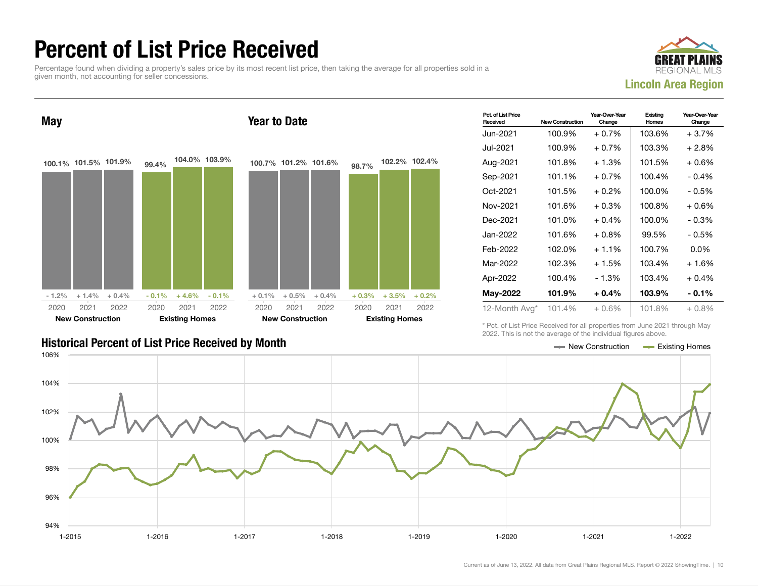# Percent of List Price Received

Percentage found when dividing a property's sales price by its most recent list price, then taking the average for all properties sold in a given month, not accounting for seller concessions.

GREAT PLAINS REGIONAL MLS
**Lincoln Area Region**

## May

| | 2020 | 2021 | 2022 |
|---|---|---|---|
| **New Construction** | 100.1% | 101.5% | 101.9% |
| Change | - 1.2% | + 1.4% | + 0.4% |
| **Existing Homes** | 99.4% | 104.0% | 103.9% |
| Change | - 0.1% | + 4.6% | - 0.1% |

## Year to Date

| | 2020 | 2021 | 2022 |
|---|---|---|---|
| **New Construction** | 100.7% | 101.2% | 101.6% |
| Change | + 0.1% | + 0.5% | + 0.4% |
| **Existing Homes** | 98.7% | 102.2% | 102.4% |
| Change | + 0.3% | + 3.5% | + 0.2% |

| Pct. of List Price Received | New Construction | Year-Over-Year Change | Existing Homes | Year-Over-Year Change |
|---|---|---|---|---|
| Jun-2021 | 100.9% | + 0.7% | 103.6% | + 3.7% |
| Jul-2021 | 100.9% | + 0.7% | 103.3% | + 2.8% |
| Aug-2021 | 101.8% | + 1.3% | 101.5% | + 0.6% |
| Sep-2021 | 101.1% | + 0.7% | 100.4% | - 0.4% |
| Oct-2021 | 101.5% | + 0.2% | 100.0% | - 0.5% |
| Nov-2021 | 101.6% | + 0.3% | 100.8% | + 0.6% |
| Dec-2021 | 101.0% | + 0.4% | 100.0% | - 0.3% |
| Jan-2022 | 101.6% | + 0.8% | 99.5% | - 0.5% |
| Feb-2022 | 102.0% | + 1.1% | 100.7% | 0.0% |
| Mar-2022 | 102.3% | + 1.5% | 103.4% | + 1.6% |
| Apr-2022 | 100.4% | - 1.3% | 103.4% | + 0.4% |
| **May-2022** | **101.9%** | **+ 0.4%** | **103.9%** | **- 0.1%** |
| 12-Month Avg* | 101.4% | + 0.6% | 101.8% | + 0.8% |

\* Pct. of List Price Received for all properties from June 2021 through May 2022. This is not the average of the individual figures above.

## Historical Percent of List Price Received by Month

Legend: New Construction, Existing Homes

Current as of June 13, 2022. All data from Great Plains Regional MLS. Report © 2022 ShowingTime.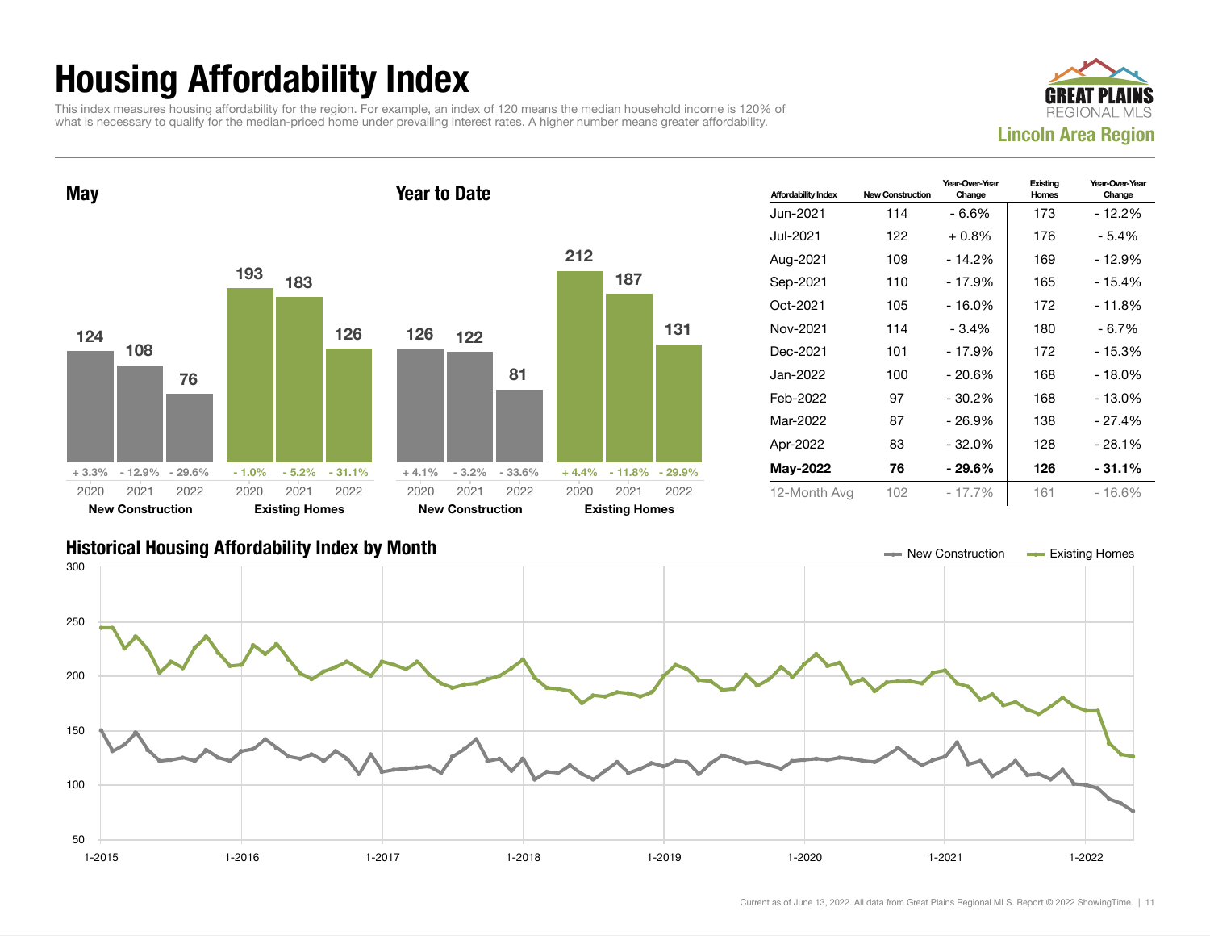# Housing Affordability Index

This index measures housing affordability for the region. For example, an index of 120 means the median household income is 120% of what is necessary to qualify for the median-priced home under prevailing interest rates. A higher number means greater affordability.

**GREAT PLAINS REGIONAL MLS**

**Lincoln Area Region**

## May

| | 2020 | 2021 | 2022 |
|---|---|---|---|
| New Construction | 124 | 108 | 76 |
| Change | + 3.3% | - 12.9% | - 29.6% |
| Existing Homes | 193 | 183 | 126 |
| Change | - 1.0% | - 5.2% | - 31.1% |

## Year to Date

| | 2020 | 2021 | 2022 |
|---|---|---|---|
| New Construction | 126 | 122 | 81 |
| Change | + 4.1% | - 3.2% | - 33.6% |
| Existing Homes | 212 | 187 | 131 |
| Change | + 4.4% | - 11.8% | - 29.9% |

| Affordability Index | New Construction | Year-Over-Year Change | Existing Homes | Year-Over-Year Change |
|---|---|---|---|---|
| Jun-2021 | 114 | - 6.6% | 173 | - 12.2% |
| Jul-2021 | 122 | + 0.8% | 176 | - 5.4% |
| Aug-2021 | 109 | - 14.2% | 169 | - 12.9% |
| Sep-2021 | 110 | - 17.9% | 165 | - 15.4% |
| Oct-2021 | 105 | - 16.0% | 172 | - 11.8% |
| Nov-2021 | 114 | - 3.4% | 180 | - 6.7% |
| Dec-2021 | 101 | - 17.9% | 172 | - 15.3% |
| Jan-2022 | 100 | - 20.6% | 168 | - 18.0% |
| Feb-2022 | 97 | - 30.2% | 168 | - 13.0% |
| Mar-2022 | 87 | - 26.9% | 138 | - 27.4% |
| Apr-2022 | 83 | - 32.0% | 128 | - 28.1% |
| **May-2022** | **76** | **- 29.6%** | **126** | **- 31.1%** |
| 12-Month Avg | 102 | - 17.7% | 161 | - 16.6% |

## Historical Housing Affordability Index by Month

New Construction — Existing Homes

Current as of June 13, 2022. All data from Great Plains Regional MLS. Report © 2022 ShowingTime.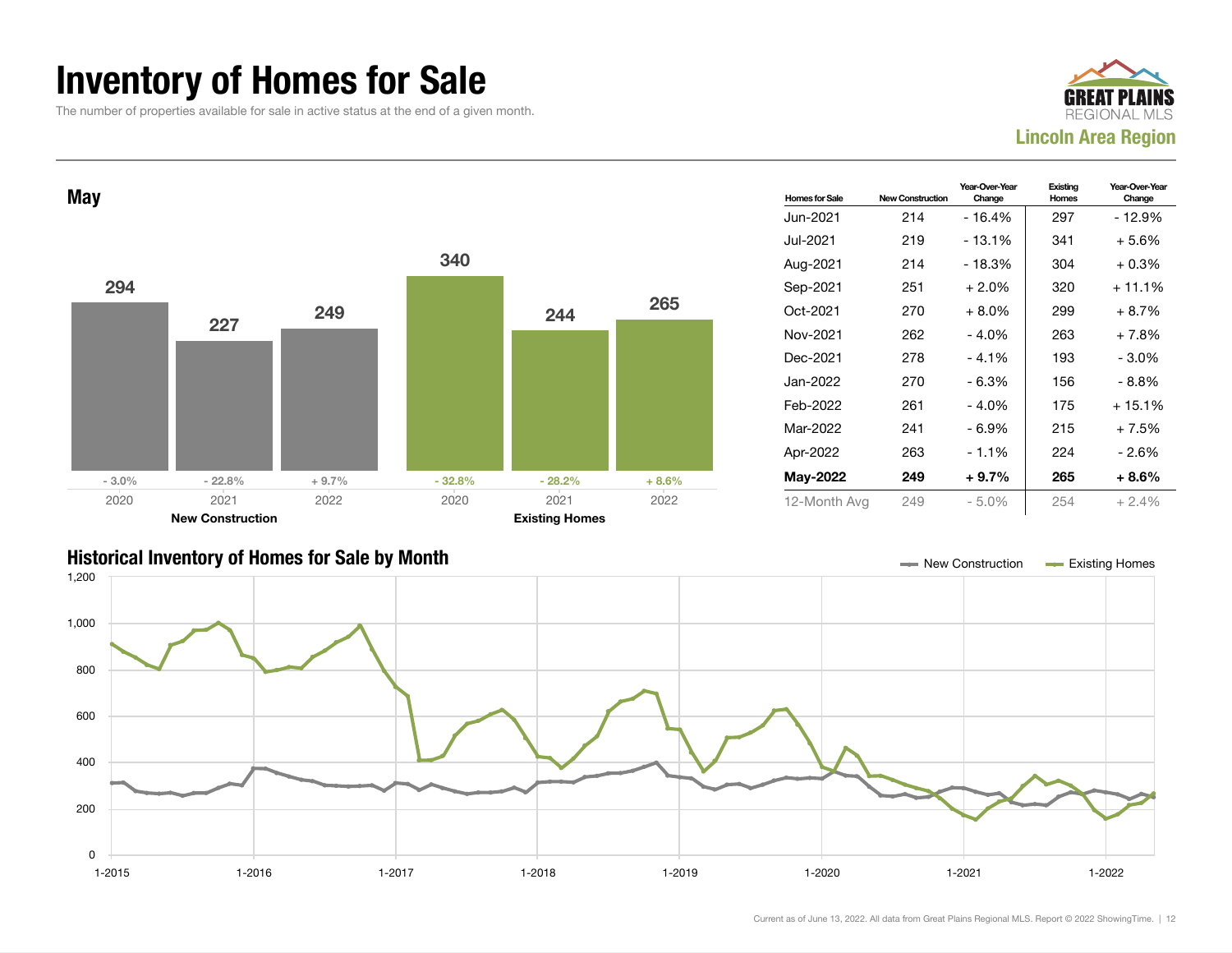# Inventory of Homes for Sale

The number of properties available for sale in active status at the end of a given month.

GREAT PLAINS REGIONAL MLS

**Lincoln Area Region**

## May

| | 2020 | 2021 | 2022 |
|---|---|---|---|
| New Construction | 294 | 227 | 249 |
| YoY Change | - 3.0% | - 22.8% | + 9.7% |
| Existing Homes | 340 | 244 | 265 |
| YoY Change | - 32.8% | - 28.2% | + 8.6% |

| Homes for Sale | New Construction | Year-Over-Year Change | Existing Homes | Year-Over-Year Change |
|---|---|---|---|---|
| Jun-2021 | 214 | - 16.4% | 297 | - 12.9% |
| Jul-2021 | 219 | - 13.1% | 341 | + 5.6% |
| Aug-2021 | 214 | - 18.3% | 304 | + 0.3% |
| Sep-2021 | 251 | + 2.0% | 320 | + 11.1% |
| Oct-2021 | 270 | + 8.0% | 299 | + 8.7% |
| Nov-2021 | 262 | - 4.0% | 263 | + 7.8% |
| Dec-2021 | 278 | - 4.1% | 193 | - 3.0% |
| Jan-2022 | 270 | - 6.3% | 156 | - 8.8% |
| Feb-2022 | 261 | - 4.0% | 175 | + 15.1% |
| Mar-2022 | 241 | - 6.9% | 215 | + 7.5% |
| Apr-2022 | 263 | - 1.1% | 224 | - 2.6% |
| **May-2022** | **249** | **+ 9.7%** | **265** | **+ 8.6%** |
| 12-Month Avg | 249 | - 5.0% | 254 | + 2.4% |

## Historical Inventory of Homes for Sale by Month

Legend: New Construction, Existing Homes

Y-axis: 0, 200, 400, 600, 800, 1,000, 1,200

X-axis: 1-2015, 1-2016, 1-2017, 1-2018, 1-2019, 1-2020, 1-2021, 1-2022

Current as of June 13, 2022. All data from Great Plains Regional MLS. Report © 2022 ShowingTime.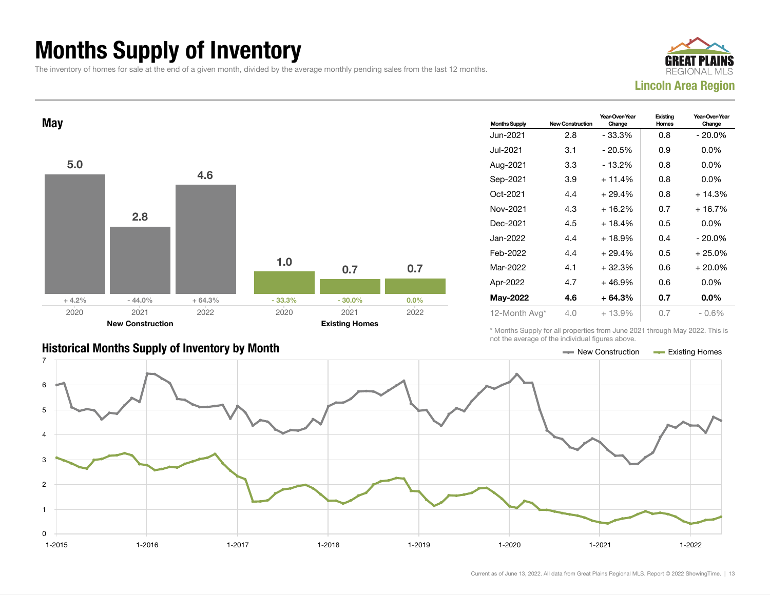# Months Supply of Inventory

The inventory of homes for sale at the end of a given month, divided by the average monthly pending sales from the last 12 months.

**GREAT PLAINS REGIONAL MLS**
**Lincoln Area Region**

## May

| | 2020 | 2021 | 2022 |
|---|---|---|---|
| **New Construction** | 5.0 | 2.8 | 4.6 |
| Change | + 4.2% | - 44.0% | + 64.3% |
| **Existing Homes** | 1.0 | 0.7 | 0.7 |
| Change | - 33.3% | - 30.0% | 0.0% |

| Months Supply | New Construction | Year-Over-Year Change | Existing Homes | Year-Over-Year Change |
|---|---|---|---|---|
| Jun-2021 | 2.8 | - 33.3% | 0.8 | - 20.0% |
| Jul-2021 | 3.1 | - 20.5% | 0.9 | 0.0% |
| Aug-2021 | 3.3 | - 13.2% | 0.8 | 0.0% |
| Sep-2021 | 3.9 | + 11.4% | 0.8 | 0.0% |
| Oct-2021 | 4.4 | + 29.4% | 0.8 | + 14.3% |
| Nov-2021 | 4.3 | + 16.2% | 0.7 | + 16.7% |
| Dec-2021 | 4.5 | + 18.4% | 0.5 | 0.0% |
| Jan-2022 | 4.4 | + 18.9% | 0.4 | - 20.0% |
| Feb-2022 | 4.4 | + 29.4% | 0.5 | + 25.0% |
| Mar-2022 | 4.1 | + 32.3% | 0.6 | + 20.0% |
| Apr-2022 | 4.7 | + 46.9% | 0.6 | 0.0% |
| **May-2022** | **4.6** | **+ 64.3%** | **0.7** | **0.0%** |
| 12-Month Avg* | 4.0 | + 13.9% | 0.7 | - 0.6% |

\* Months Supply for all properties from June 2021 through May 2022. This is not the average of the individual figures above.

## Historical Months Supply of Inventory by Month

Legend: New Construction, Existing Homes

Current as of June 13, 2022. All data from Great Plains Regional MLS. Report © 2022 ShowingTime.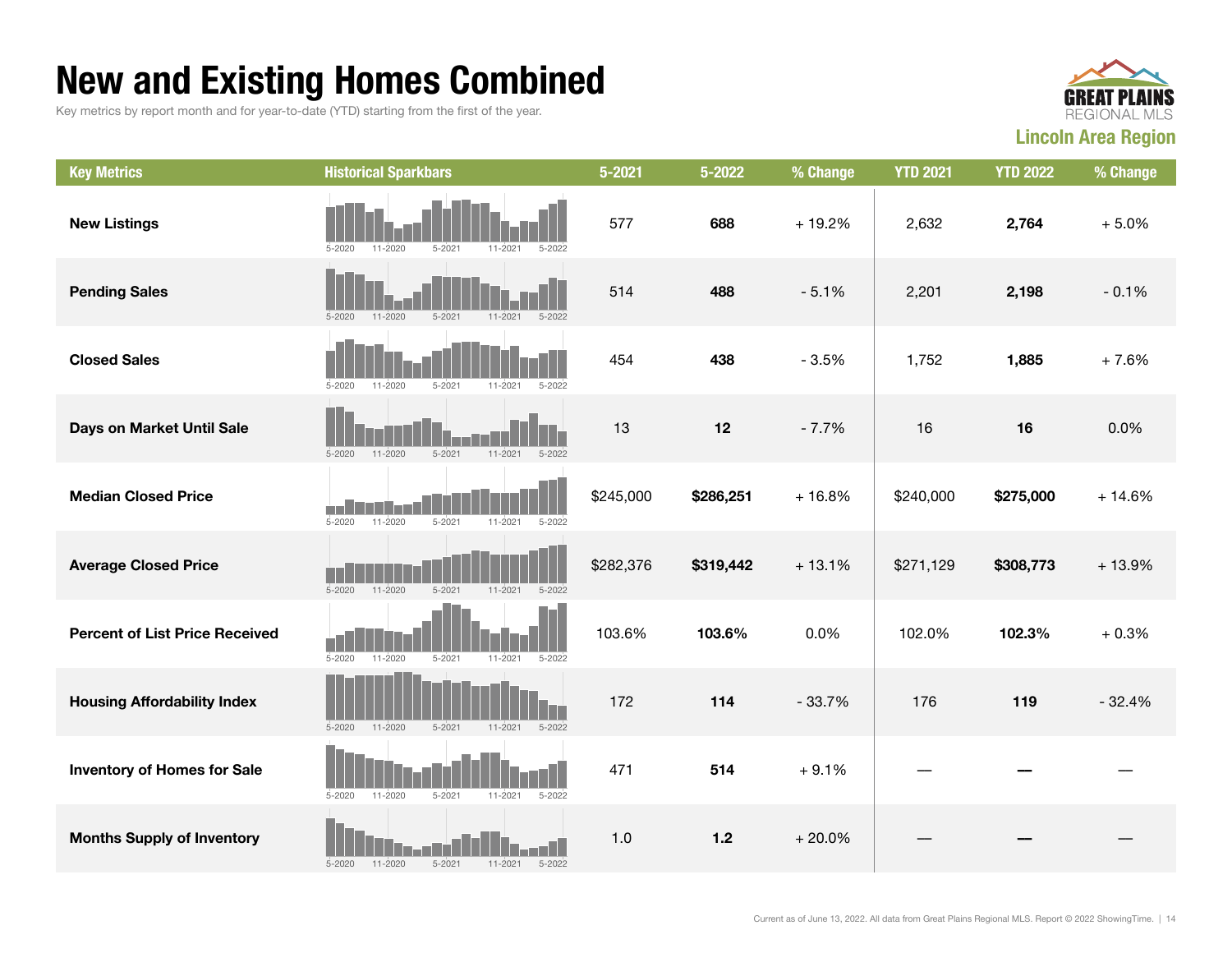# New and Existing Homes Combined

Key metrics by report month and for year-to-date (YTD) starting from the first of the year.

GREAT PLAINS REGIONAL MLS

**Lincoln Area Region**

| Key Metrics | Historical Sparkbars | 5-2021 | 5-2022 | % Change | YTD 2021 | YTD 2022 | % Change |
|---|---|---|---|---|---|---|---|
| **New Listings** | 5-2020 11-2020 5-2021 11-2021 5-2022 | 577 | **688** | + 19.2% | 2,632 | **2,764** | + 5.0% |
| **Pending Sales** | 5-2020 11-2020 5-2021 11-2021 5-2022 | 514 | **488** | - 5.1% | 2,201 | **2,198** | - 0.1% |
| **Closed Sales** | 5-2020 11-2020 5-2021 11-2021 5-2022 | 454 | **438** | - 3.5% | 1,752 | **1,885** | + 7.6% |
| **Days on Market Until Sale** | 5-2020 11-2020 5-2021 11-2021 5-2022 | 13 | **12** | - 7.7% | 16 | **16** | 0.0% |
| **Median Closed Price** | 5-2020 11-2020 5-2021 11-2021 5-2022 | $245,000 | **$286,251** | + 16.8% | $240,000 | **$275,000** | + 14.6% |
| **Average Closed Price** | 5-2020 11-2020 5-2021 11-2021 5-2022 | $282,376 | **$319,442** | + 13.1% | $271,129 | **$308,773** | + 13.9% |
| **Percent of List Price Received** | 5-2020 11-2020 5-2021 11-2021 5-2022 | 103.6% | **103.6%** | 0.0% | 102.0% | **102.3%** | + 0.3% |
| **Housing Affordability Index** | 5-2020 11-2020 5-2021 11-2021 5-2022 | 172 | **114** | - 33.7% | 176 | **119** | - 32.4% |
| **Inventory of Homes for Sale** | 5-2020 11-2020 5-2021 11-2021 5-2022 | 471 | **514** | + 9.1% | — | **—** | — |
| **Months Supply of Inventory** | 5-2020 11-2020 5-2021 11-2021 5-2022 | 1.0 | **1.2** | + 20.0% | — | **—** | — |

Current as of June 13, 2022. All data from Great Plains Regional MLS. Report © 2022 ShowingTime.